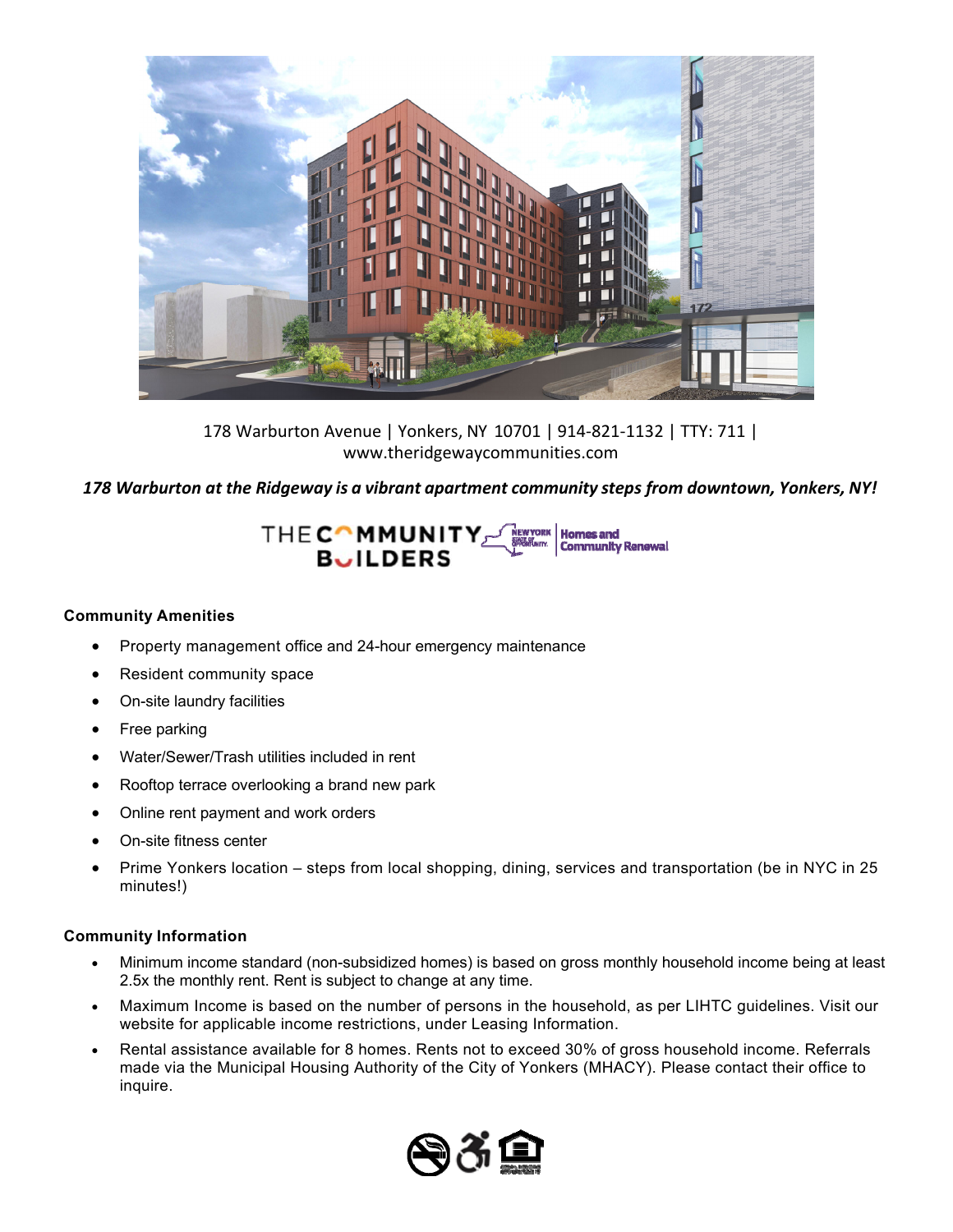178 Warburton Avenue | Yonkers, NY 10701 | 914-821-1132 | TTY: 711 | www.theridgewaycommunities.com

***178 Warburton at the Ridgeway is a vibrant apartment community steps from downtown, Yonkers, NY!***

THE COMMUNITY BUILDERS | NEW YORK STATE OF OPPORTUNITY. | Homes and Community Renewal

### Community Amenities

- Property management office and 24-hour emergency maintenance
- Resident community space
- On-site laundry facilities
- Free parking
- Water/Sewer/Trash utilities included in rent
- Rooftop terrace overlooking a brand new park
- Online rent payment and work orders
- On-site fitness center
- Prime Yonkers location – steps from local shopping, dining, services and transportation (be in NYC in 25 minutes!)

### Community Information

- Minimum income standard (non-subsidized homes) is based on gross monthly household income being at least 2.5x the monthly rent. Rent is subject to change at any time.
- Maximum Income is based on the number of persons in the household, as per LIHTC guidelines. Visit our website for applicable income restrictions, under Leasing Information.
- Rental assistance available for 8 homes. Rents not to exceed 30% of gross household income. Referrals made via the Municipal Housing Authority of the City of Yonkers (MHACY). Please contact their office to inquire.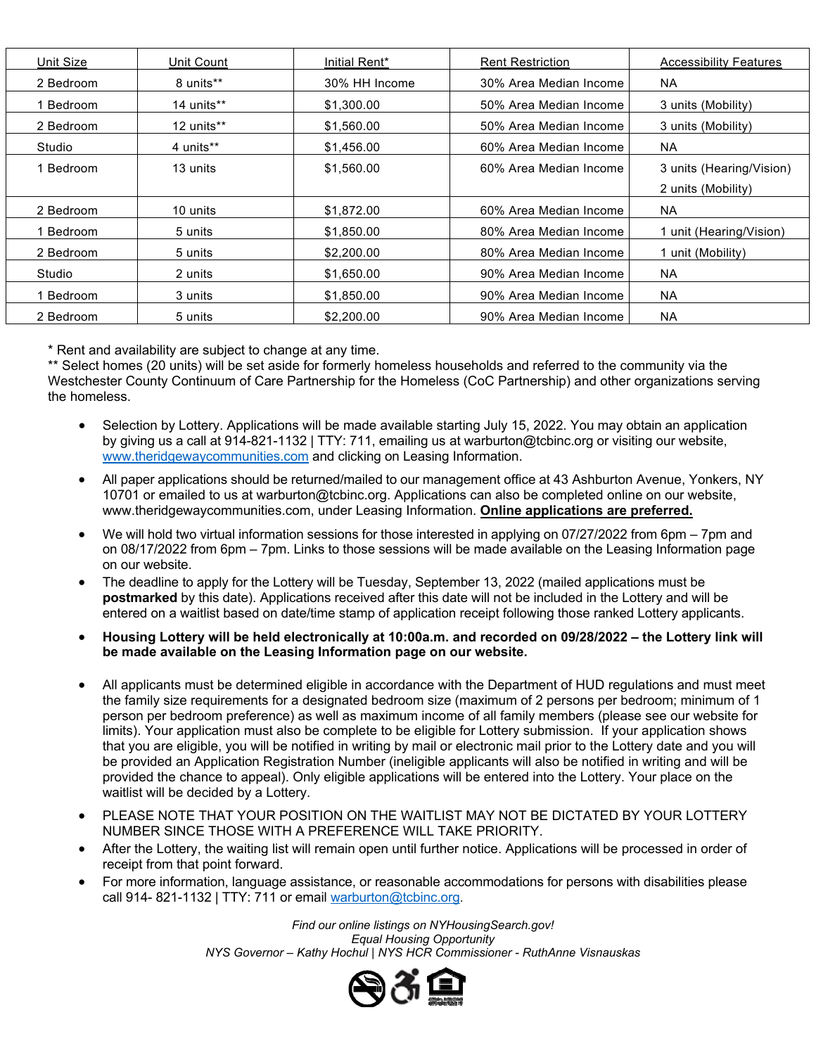| Unit Size | Unit Count | Initial Rent* | Rent Restriction | Accessibility Features |
|---|---|---|---|---|
| 2 Bedroom | 8 units** | 30% HH Income | 30% Area Median Income | NA |
| 1 Bedroom | 14 units** | $1,300.00 | 50% Area Median Income | 3 units (Mobility) |
| 2 Bedroom | 12 units** | $1,560.00 | 50% Area Median Income | 3 units (Mobility) |
| Studio | 4 units** | $1,456.00 | 60% Area Median Income | NA |
| 1 Bedroom | 13 units | $1,560.00 | 60% Area Median Income | 3 units (Hearing/Vision) 2 units (Mobility) |
| 2 Bedroom | 10 units | $1,872.00 | 60% Area Median Income | NA |
| 1 Bedroom | 5 units | $1,850.00 | 80% Area Median Income | 1 unit (Hearing/Vision) |
| 2 Bedroom | 5 units | $2,200.00 | 80% Area Median Income | 1 unit (Mobility) |
| Studio | 2 units | $1,650.00 | 90% Area Median Income | NA |
| 1 Bedroom | 3 units | $1,850.00 | 90% Area Median Income | NA |
| 2 Bedroom | 5 units | $2,200.00 | 90% Area Median Income | NA |

* Rent and availability are subject to change at any time.
** Select homes (20 units) will be set aside for formerly homeless households and referred to the community via the Westchester County Continuum of Care Partnership for the Homeless (CoC Partnership) and other organizations serving the homeless.

- Selection by Lottery. Applications will be made available starting July 15, 2022. You may obtain an application by giving us a call at 914-821-1132 | TTY: 711, emailing us at warburton@tcbinc.org or visiting our website, www.theridgewaycommunities.com and clicking on Leasing Information.
- All paper applications should be returned/mailed to our management office at 43 Ashburton Avenue, Yonkers, NY 10701 or emailed to us at warburton@tcbinc.org. Applications can also be completed online on our website, www.theridgewaycommunities.com, under Leasing Information. **Online applications are preferred.**
- We will hold two virtual information sessions for those interested in applying on 07/27/2022 from 6pm – 7pm and on 08/17/2022 from 6pm – 7pm. Links to those sessions will be made available on the Leasing Information page on our website.
- The deadline to apply for the Lottery will be Tuesday, September 13, 2022 (mailed applications must be **postmarked** by this date). Applications received after this date will not be included in the Lottery and will be entered on a waitlist based on date/time stamp of application receipt following those ranked Lottery applicants.
- **Housing Lottery will be held electronically at 10:00a.m. and recorded on 09/28/2022 – the Lottery link will be made available on the Leasing Information page on our website.**
- All applicants must be determined eligible in accordance with the Department of HUD regulations and must meet the family size requirements for a designated bedroom size (maximum of 2 persons per bedroom; minimum of 1 person per bedroom preference) as well as maximum income of all family members (please see our website for limits). Your application must also be complete to be eligible for Lottery submission. If your application shows that you are eligible, you will be notified in writing by mail or electronic mail prior to the Lottery date and you will be provided an Application Registration Number (ineligible applicants will also be notified in writing and will be provided the chance to appeal). Only eligible applications will be entered into the Lottery. Your place on the waitlist will be decided by a Lottery.
- PLEASE NOTE THAT YOUR POSITION ON THE WAITLIST MAY NOT BE DICTATED BY YOUR LOTTERY NUMBER SINCE THOSE WITH A PREFERENCE WILL TAKE PRIORITY.
- After the Lottery, the waiting list will remain open until further notice. Applications will be processed in order of receipt from that point forward.
- For more information, language assistance, or reasonable accommodations for persons with disabilities please call 914- 821-1132 | TTY: 711 or email warburton@tcbinc.org.

*Find our online listings on NYHousingSearch.gov!*
*Equal Housing Opportunity*
*NYS Governor – Kathy Hochul | NYS HCR Commissioner - RuthAnne Visnauskas*